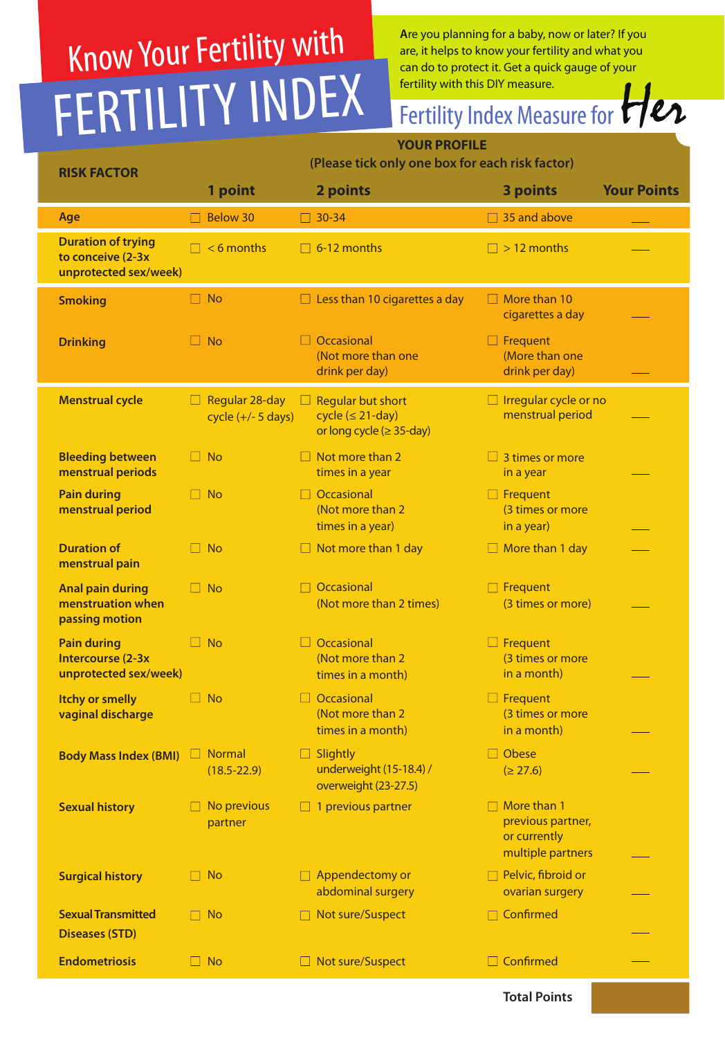# Know Your Fertility with FERTILITY INDEX

Are you planning for a baby, now or later? If you are, it helps to know your fertility and what you can do to protect it. Get a quick gauge of your fertility with this DIY measure.

## Fertility Index Measure for Her

| RISK FACTOR | YOUR PROFILE (Please tick only one box for each risk factor) | | | |
|---|---|---|---|---|
| | 1 point | 2 points | 3 points | Your Points |
| Age | ☐ Below 30 | ☐ 30-34 | ☐ 35 and above | ___ |
| Duration of trying to conceive (2-3x unprotected sex/week) | ☐ < 6 months | ☐ 6-12 months | ☐ > 12 months | ___ |
| Smoking | ☐ No | ☐ Less than 10 cigarettes a day | ☐ More than 10 cigarettes a day | ___ |
| Drinking | ☐ No | ☐ Occasional (Not more than one drink per day) | ☐ Frequent (More than one drink per day) | ___ |
| Menstrual cycle | ☐ Regular 28-day cycle (+/- 5 days) | ☐ Regular but short cycle (≤ 21-day) or long cycle (≥ 35-day) | ☐ Irregular cycle or no menstrual period | ___ |
| Bleeding between menstrual periods | ☐ No | ☐ Not more than 2 times in a year | ☐ 3 times or more in a year | ___ |
| Pain during menstrual period | ☐ No | ☐ Occasional (Not more than 2 times in a year) | ☐ Frequent (3 times or more in a year) | ___ |
| Duration of menstrual pain | ☐ No | ☐ Not more than 1 day | ☐ More than 1 day | ___ |
| Anal pain during menstruation when passing motion | ☐ No | ☐ Occasional (Not more than 2 times) | ☐ Frequent (3 times or more) | ___ |
| Pain during Intercourse (2-3x unprotected sex/week) | ☐ No | ☐ Occasional (Not more than 2 times in a month) | ☐ Frequent (3 times or more in a month) | ___ |
| Itchy or smelly vaginal discharge | ☐ No | ☐ Occasional (Not more than 2 times in a month) | ☐ Frequent (3 times or more in a month) | ___ |
| Body Mass Index (BMI) | ☐ Normal (18.5-22.9) | ☐ Slightly underweight (15-18.4) / overweight (23-27.5) | ☐ Obese (≥ 27.6) | ___ |
| Sexual history | ☐ No previous partner | ☐ 1 previous partner | ☐ More than 1 previous partner, or currently multiple partners | ___ |
| Surgical history | ☐ No | ☐ Appendectomy or abdominal surgery | ☐ Pelvic, fibroid or ovarian surgery | ___ |
| Sexual Transmitted Diseases (STD) | ☐ No | ☐ Not sure/Suspect | ☐ Confirmed | ___ |
| Endometriosis | ☐ No | ☐ Not sure/Suspect | ☐ Confirmed | ___ |
| | | | **Total Points** | |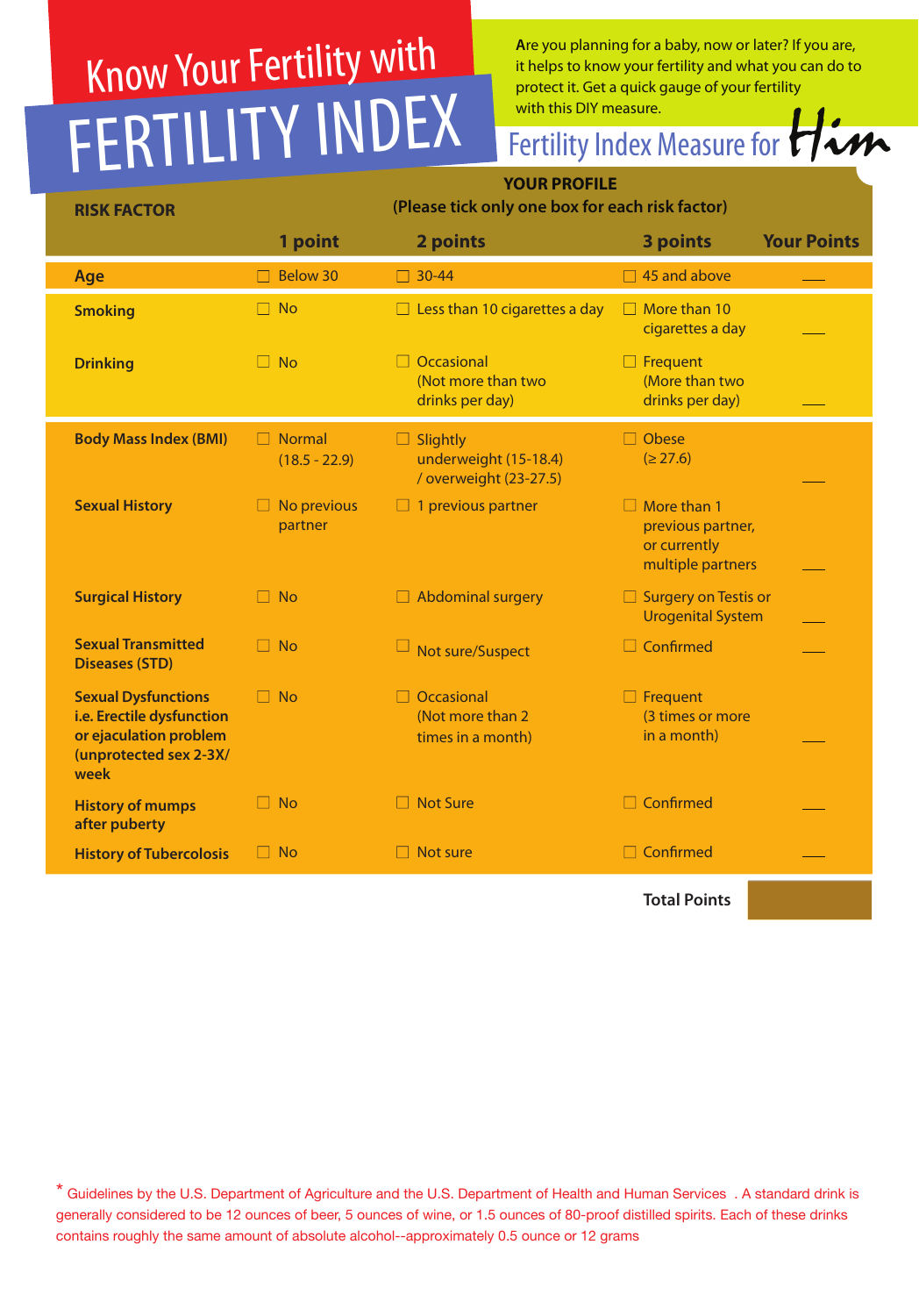# Know Your Fertility with FERTILITY INDEX

Are you planning for a baby, now or later? If you are, it helps to know your fertility and what you can do to protect it. Get a quick gauge of your fertility with this DIY measure.

## Fertility Index Measure for Him

| RISK FACTOR | YOUR PROFILE (Please tick only one box for each risk factor) | | | |
|---|---|---|---|---|
| | 1 point | 2 points | 3 points | Your Points |
| Age | ☐ Below 30 | ☐ 30-44 | ☐ 45 and above | ___ |
| Smoking | ☐ No | ☐ Less than 10 cigarettes a day | ☐ More than 10 cigarettes a day | ___ |
| Drinking | ☐ No | ☐ Occasional (Not more than two drinks per day) | ☐ Frequent (More than two drinks per day) | ___ |
| Body Mass Index (BMI) | ☐ Normal (18.5 - 22.9) | ☐ Slightly underweight (15-18.4) / overweight (23-27.5) | ☐ Obese (≥ 27.6) | ___ |
| Sexual History | ☐ No previous partner | ☐ 1 previous partner | ☐ More than 1 previous partner, or currently multiple partners | ___ |
| Surgical History | ☐ No | ☐ Abdominal surgery | ☐ Surgery on Testis or Urogenital System | ___ |
| Sexual Transmitted Diseases (STD) | ☐ No | ☐ Not sure/Suspect | ☐ Confirmed | ___ |
| Sexual Dysfunctions i.e. Erectile dysfunction or ejaculation problem (unprotected sex 2-3X/ week | ☐ No | ☐ Occasional (Not more than 2 times in a month) | ☐ Frequent (3 times or more in a month) | ___ |
| History of mumps after puberty | ☐ No | ☐ Not Sure | ☐ Confirmed | ___ |
| History of Tubercolosis | ☐ No | ☐ Not sure | ☐ Confirmed | ___ |
| | | | Total Points | |

* Guidelines by the U.S. Department of Agriculture and the U.S. Department of Health and Human Services . A standard drink is generally considered to be 12 ounces of beer, 5 ounces of wine, or 1.5 ounces of 80-proof distilled spirits. Each of these drinks contains roughly the same amount of absolute alcohol--approximately 0.5 ounce or 12 grams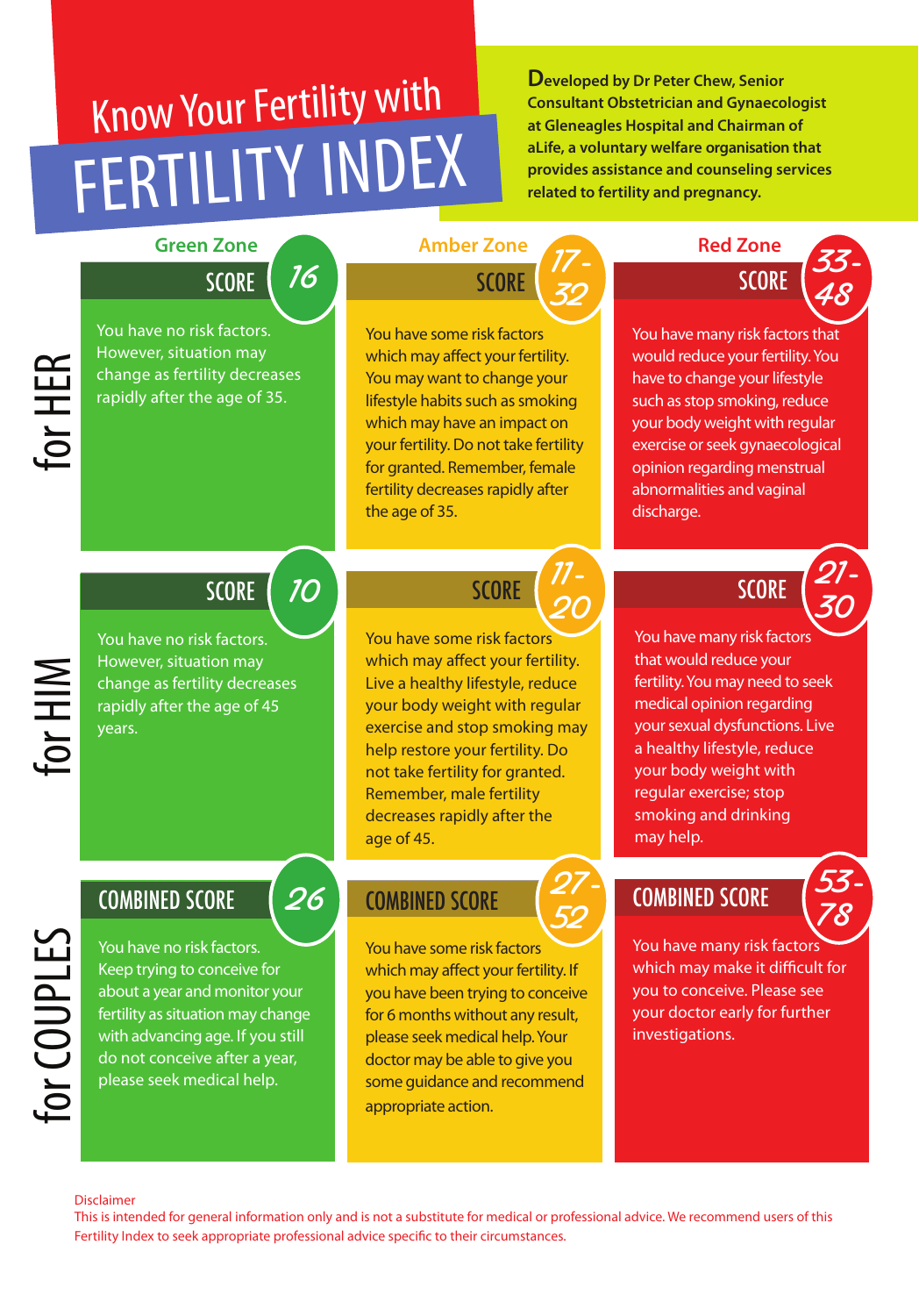# Know Your Fertility with FERTILITY INDEX

**Developed by Dr Peter Chew, Senior Consultant Obstetrician and Gynaecologist at Gleneagles Hospital and Chairman of aLife, a voluntary welfare organisation that provides assistance and counseling services related to fertility and pregnancy.**

## for HER

### Green Zone

SCORE 16

You have no risk factors. However, situation may change as fertility decreases rapidly after the age of 35.

### Amber Zone

SCORE 17-32

You have some risk factors which may affect your fertility. You may want to change your lifestyle habits such as smoking which may have an impact on your fertility. Do not take fertility for granted. Remember, female fertility decreases rapidly after the age of 35.

### Red Zone

SCORE 33-48

You have many risk factors that would reduce your fertility. You have to change your lifestyle such as stop smoking, reduce your body weight with regular exercise or seek gynaecological opinion regarding menstrual abnormalities and vaginal discharge.

## for HIM

### Green Zone

SCORE 10

You have no risk factors. However, situation may change as fertility decreases rapidly after the age of 45 years.

### Amber Zone

SCORE 11-20

You have some risk factors which may affect your fertility. Live a healthy lifestyle, reduce your body weight with regular exercise and stop smoking may help restore your fertility. Do not take fertility for granted. Remember, male fertility decreases rapidly after the age of 45.

### Red Zone

SCORE 21-30

You have many risk factors that would reduce your fertility. You may need to seek medical opinion regarding your sexual dysfunctions. Live a healthy lifestyle, reduce your body weight with regular exercise; stop smoking and drinking may help.

## for COUPLES

### Green Zone

COMBINED SCORE 26

You have no risk factors. Keep trying to conceive for about a year and monitor your fertility as situation may change with advancing age. If you still do not conceive after a year, please seek medical help.

### Amber Zone

COMBINED SCORE 27-52

You have some risk factors which may affect your fertility. If you have been trying to conceive for 6 months without any result, please seek medical help. Your doctor may be able to give you some guidance and recommend appropriate action.

### Red Zone

COMBINED SCORE 53-78

You have many risk factors which may make it difficult for you to conceive. Please see your doctor early for further investigations.

Disclaimer

This is intended for general information only and is not a substitute for medical or professional advice. We recommend users of this Fertility Index to seek appropriate professional advice specific to their circumstances.